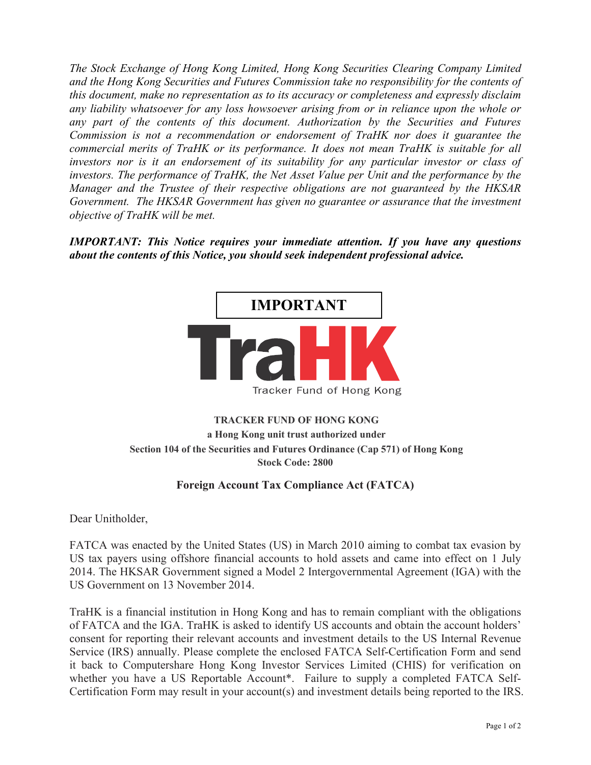*The Stock Exchange of Hong Kong Limited, Hong Kong Securities Clearing Company Limited and the Hong Kong Securities and Futures Commission take no responsibility for the contents of this document, make no representation as to its accuracy or completeness and expressly disclaim any liability whatsoever for any loss howsoever arising from or in reliance upon the whole or any part of the contents of this document. Authorization by the Securities and Futures Commission is not a recommendation or endorsement of TraHK nor does it guarantee the commercial merits of TraHK or its performance. It does not mean TraHK is suitable for all investors nor is it an endorsement of its suitability for any particular investor or class of investors. The performance of TraHK, the Net Asset Value per Unit and the performance by the Manager and the Trustee of their respective obligations are not guaranteed by the HKSAR Government. The HKSAR Government has given no guarantee or assurance that the investment objective of TraHK will be met.*

***IMPORTANT: This Notice requires your immediate attention. If you have any questions about the contents of this Notice, you should seek independent professional advice.***

**IMPORTANT**

TraHK

Tracker Fund of Hong Kong

**TRACKER FUND OF HONG KONG**
**a Hong Kong unit trust authorized under**
**Section 104 of the Securities and Futures Ordinance (Cap 571) of Hong Kong**
**Stock Code: 2800**

## Foreign Account Tax Compliance Act (FATCA)

Dear Unitholder,

FATCA was enacted by the United States (US) in March 2010 aiming to combat tax evasion by US tax payers using offshore financial accounts to hold assets and came into effect on 1 July 2014. The HKSAR Government signed a Model 2 Intergovernmental Agreement (IGA) with the US Government on 13 November 2014.

TraHK is a financial institution in Hong Kong and has to remain compliant with the obligations of FATCA and the IGA. TraHK is asked to identify US accounts and obtain the account holders' consent for reporting their relevant accounts and investment details to the US Internal Revenue Service (IRS) annually. Please complete the enclosed FATCA Self-Certification Form and send it back to Computershare Hong Kong Investor Services Limited (CHIS) for verification on whether you have a US Reportable Account*. Failure to supply a completed FATCA Self-Certification Form may result in your account(s) and investment details being reported to the IRS.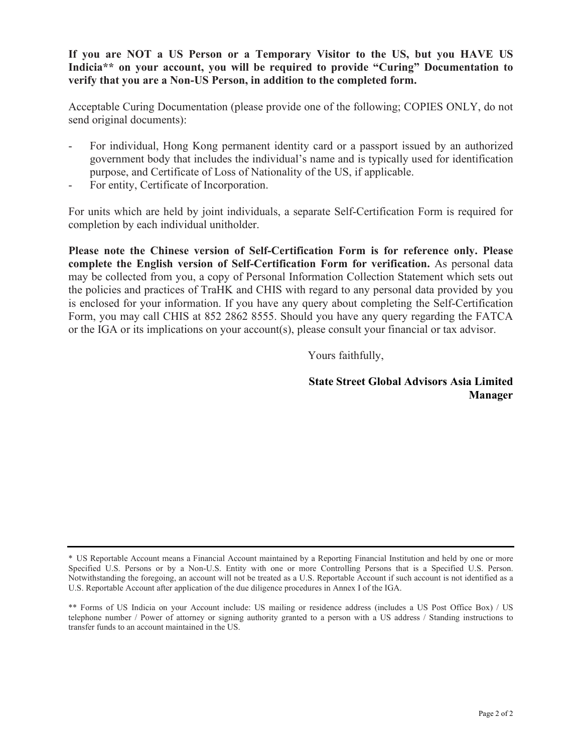**If you are NOT a US Person or a Temporary Visitor to the US, but you HAVE US Indicia** on your account, you will be required to provide "Curing" Documentation to verify that you are a Non-US Person, in addition to the completed form.**

Acceptable Curing Documentation (please provide one of the following; COPIES ONLY, do not send original documents):

- For individual, Hong Kong permanent identity card or a passport issued by an authorized government body that includes the individual's name and is typically used for identification purpose, and Certificate of Loss of Nationality of the US, if applicable.
- For entity, Certificate of Incorporation.

For units which are held by joint individuals, a separate Self-Certification Form is required for completion by each individual unitholder.

**Please note the Chinese version of Self-Certification Form is for reference only. Please complete the English version of Self-Certification Form for verification.** As personal data may be collected from you, a copy of Personal Information Collection Statement which sets out the policies and practices of TraHK and CHIS with regard to any personal data provided by you is enclosed for your information. If you have any query about completing the Self-Certification Form, you may call CHIS at 852 2862 8555. Should you have any query regarding the FATCA or the IGA or its implications on your account(s), please consult your financial or tax advisor.

Yours faithfully,

**State Street Global Advisors Asia Limited**
**Manager**

---

* US Reportable Account means a Financial Account maintained by a Reporting Financial Institution and held by one or more Specified U.S. Persons or by a Non-U.S. Entity with one or more Controlling Persons that is a Specified U.S. Person. Notwithstanding the foregoing, an account will not be treated as a U.S. Reportable Account if such account is not identified as a U.S. Reportable Account after application of the due diligence procedures in Annex I of the IGA.

** Forms of US Indicia on your Account include: US mailing or residence address (includes a US Post Office Box) / US telephone number / Power of attorney or signing authority granted to a person with a US address / Standing instructions to transfer funds to an account maintained in the US.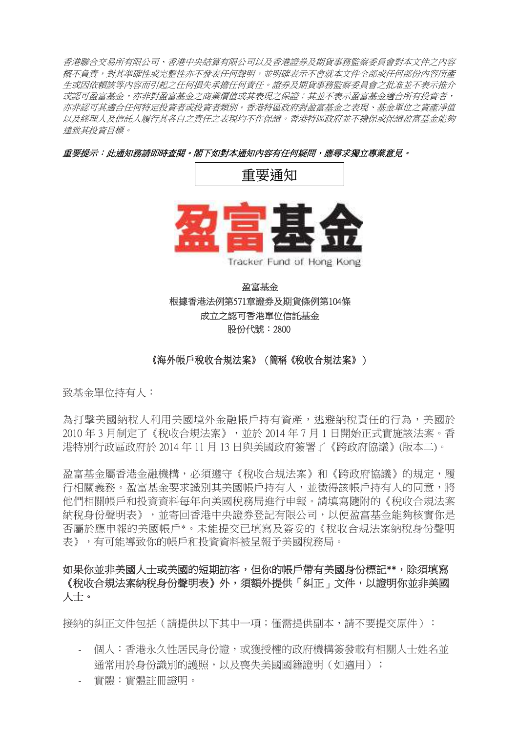*香港聯合交易所有限公司、香港中央結算有限公司以及香港證券及期貨事務監察委員會對本文件之內容概不負責，對其準確性或完整性亦不發表任何聲明，並明確表示不會就本文件全部或任何部份內容所產生或因依賴該等內容而引起之任何損失承擔任何責任。證券及期貨事務監察委員會之批准並不表示推介或認可盈富基金，亦非對盈富基金之商業價值或其表現之保證；其並不表示盈富基金適合所有投資者，亦非認可其適合任何特定投資者或投資者類別。香港特區政府對盈富基金之表現、基金單位之資產淨值以及經理人及信託人履行其各自之責任之表現均不作保證。香港特區政府並不擔保或保證盈富基金能夠達致其投資目標。*

***重要提示：此通知務請即時查閱。閣下如對本通知內容有任何疑問，應尋求獨立專業意見。***

# 重要通知

盈富基金

Tracker Fund of Hong Kong

盈富基金
根據香港法例第571章證券及期貨條例第104條
成立之認可香港單位信託基金
股份代號：2800

## 《海外帳戶稅收合規法案》（簡稱《稅收合規法案》）

致基金單位持有人：

為打擊美國納稅人利用美國境外金融帳戶持有資產，逃避納稅責任的行為，美國於 2010 年 3 月制定了《稅收合規法案》，並於 2014 年 7 月 1 日開始正式實施該法案。香港特別行政區政府於 2014 年 11 月 13 日與美國政府簽署了《跨政府協議》(版本二)。

盈富基金屬香港金融機構，必須遵守《稅收合規法案》和《跨政府協議》的規定，履行相關義務。盈富基金要求識別其美國帳戶持有人，並徵得該帳戶持有人的同意，將他們相關帳戶和投資資料每年向美國稅務局進行申報。請填寫隨附的《稅收合規法案納稅身份聲明表》，並寄回香港中央證券登記有限公司，以便盈富基金能夠核實你是否屬於應申報的美國帳戶*。未能提交已填寫及簽妥的《稅收合規法案納稅身份聲明表》，有可能導致你的帳戶和投資資料被呈報予美國稅務局。

**如果你並非美國人士或美國的短期訪客，但你的帳戶帶有美國身份標記**，除須填寫《稅收合規法案納稅身份聲明表》外，須額外提供「糾正」文件，以證明你並非美國人士。**

接納的糾正文件包括（請提供以下其中一項；僅需提供副本，請不要提交原件）：

- 個人：香港永久性居民身份證，或獲授權的政府機構簽發載有相關人士姓名並通常用於身份識別的護照，以及喪失美國國籍證明（如適用）；
- 實體：實體註冊證明。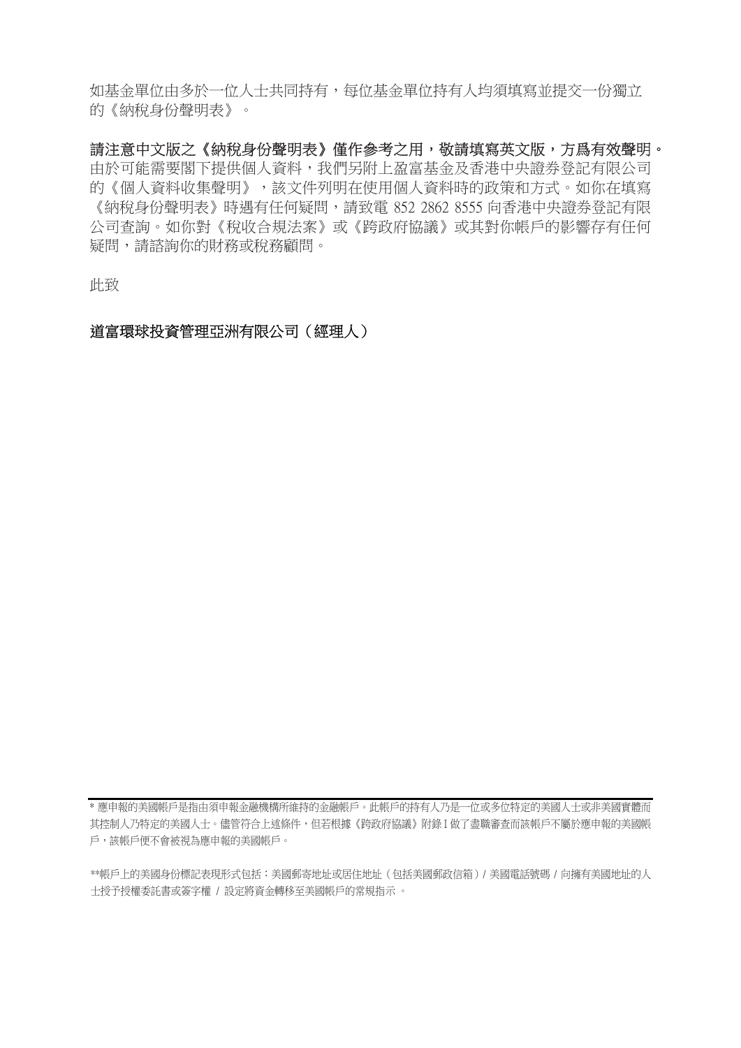如基金單位由多於一位人士共同持有，每位基金單位持有人均須填寫並提交一份獨立的《納稅身份聲明表》。

**請注意中文版之《納稅身份聲明表》僅作參考之用，敬請填寫英文版，方爲有效聲明。**
由於可能需要閣下提供個人資料，我們另附上盈富基金及香港中央證券登記有限公司的《個人資料收集聲明》，該文件列明在使用個人資料時的政策和方式。如你在填寫《納稅身份聲明表》時遇有任何疑問，請致電 852 2862 8555 向香港中央證券登記有限公司查詢。如你對《稅收合規法案》或《跨政府協議》或其對你帳戶的影響存有任何疑問，請諮詢你的財務或稅務顧問。

此致

**道富環球投資管理亞洲有限公司（經理人）**

---

* 應申報的美國帳戶是指由須申報金融機構所維持的金融帳戶。此帳戶的持有人乃是一位或多位特定的美國人士或非美國實體而其控制人乃特定的美國人士。儘管符合上述條件，但若根據《跨政府協議》附錄 I 做了盡職審查而該帳戶不屬於應申報的美國帳戶，該帳戶便不會被視為應申報的美國帳戶。

**帳戶上的美國身份標記表現形式包括：美國郵寄地址或居住地址（包括美國郵政信箱）/ 美國電話號碼 / 向擁有美國地址的人士授予授權委託書或簽字權 / 設定將資金轉移至美國帳戶的常規指示。